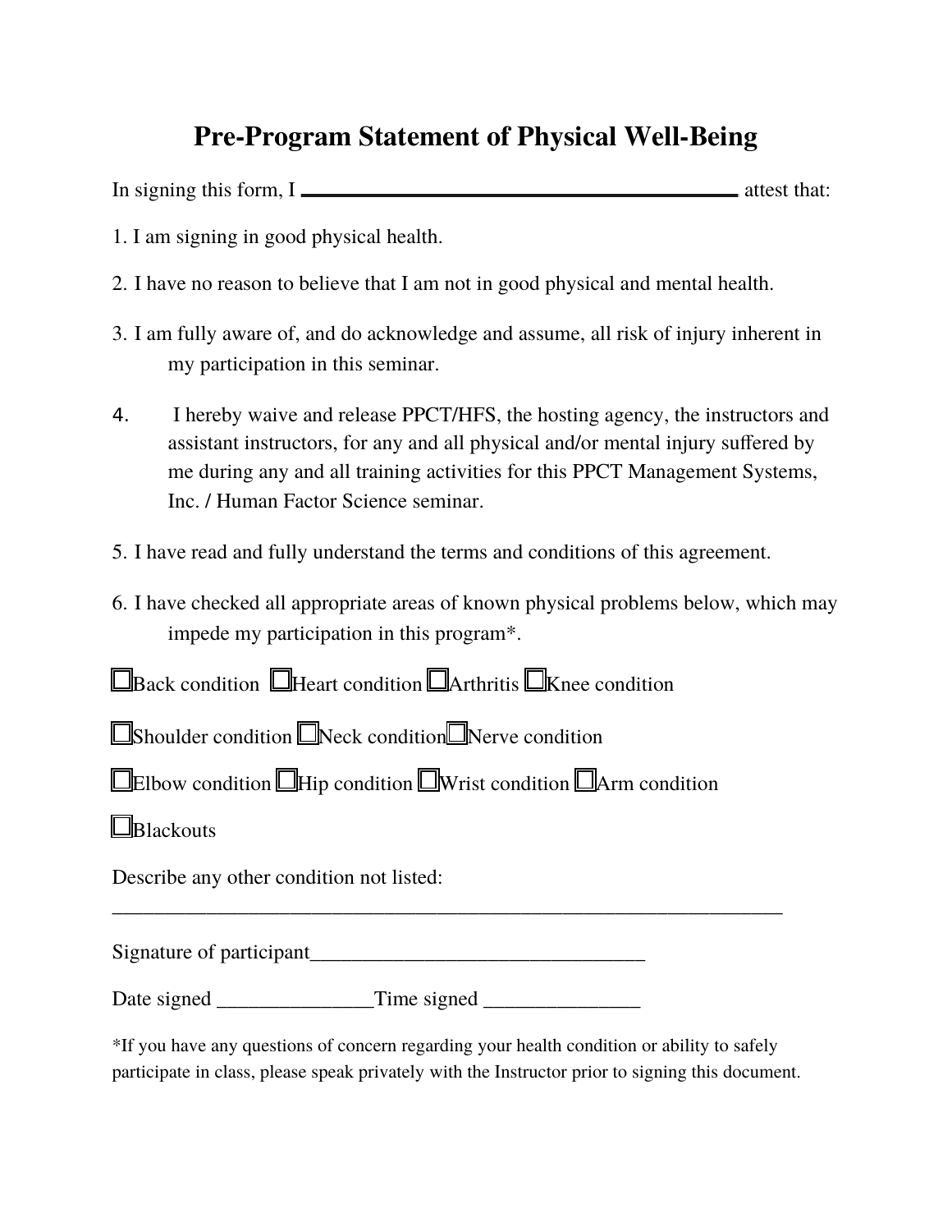# Pre-Program Statement of Physical Well-Being

In signing this form, I ________________________________________ attest that:

1. I am signing in good physical health.

2. I have no reason to believe that I am not in good physical and mental health.

3. I am fully aware of, and do acknowledge and assume, all risk of injury inherent in my participation in this seminar.

4. I hereby waive and release PPCT/HFS, the hosting agency, the instructors and assistant instructors, for any and all physical and/or mental injury suffered by me during any and all training activities for this PPCT Management Systems, Inc. / Human Factor Science seminar.

5. I have read and fully understand the terms and conditions of this agreement.

6. I have checked all appropriate areas of known physical problems below, which may impede my participation in this program*.

☐Back condition ☐Heart condition ☐Arthritis ☐Knee condition

☐Shoulder condition ☐Neck condition ☐Nerve condition

☐Elbow condition ☐Hip condition ☐Wrist condition ☐Arm condition

☐Blackouts

Describe any other condition not listed:
_________________________________________________________________

Signature of participant________________________________

Date signed ______________Time signed ______________

*If you have any questions of concern regarding your health condition or ability to safely participate in class, please speak privately with the Instructor prior to signing this document.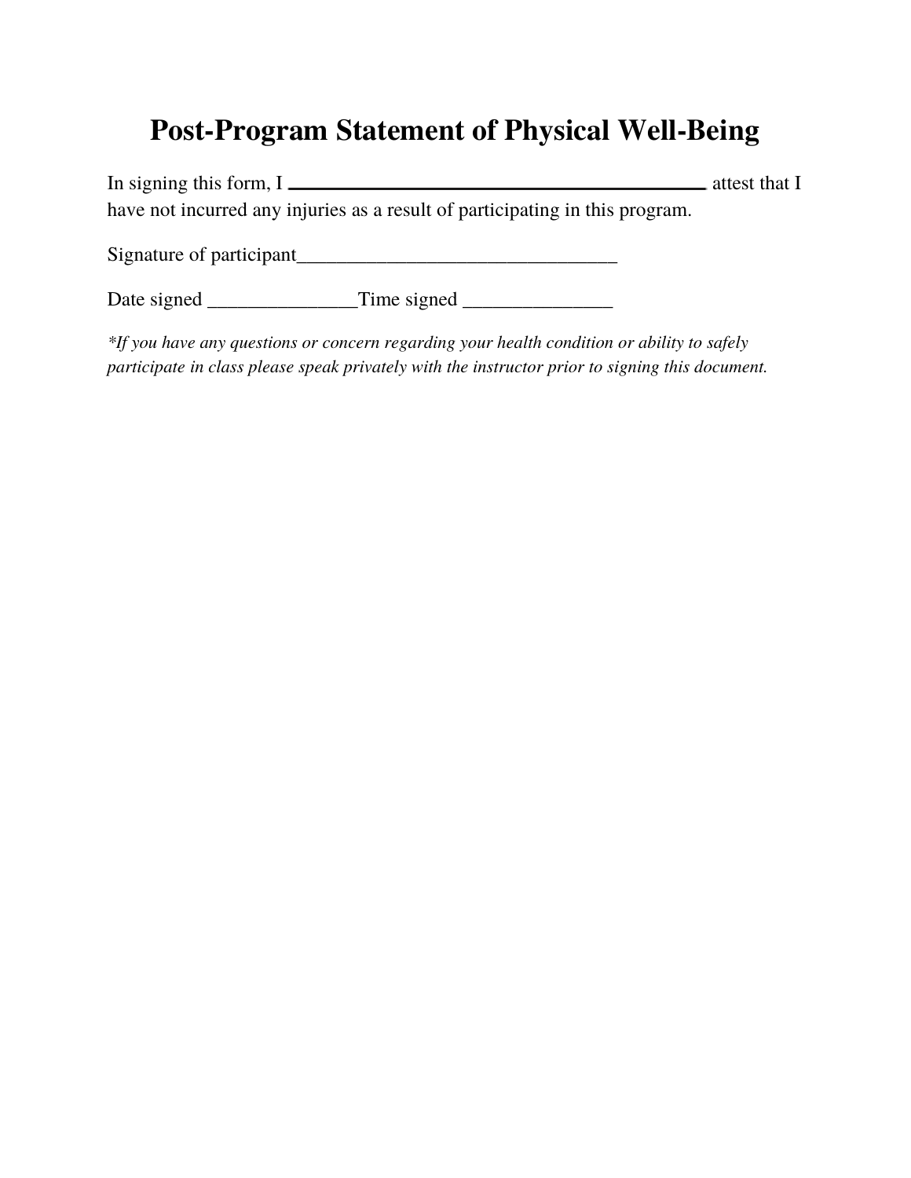# Post-Program Statement of Physical Well-Being

In signing this form, I ___________________________________________ attest that I have not incurred any injuries as a result of participating in this program.

Signature of participant_________________________________

Date signed _______________Time signed _______________

*\*If you have any questions or concern regarding your health condition or ability to safely participate in class please speak privately with the instructor prior to signing this document.*